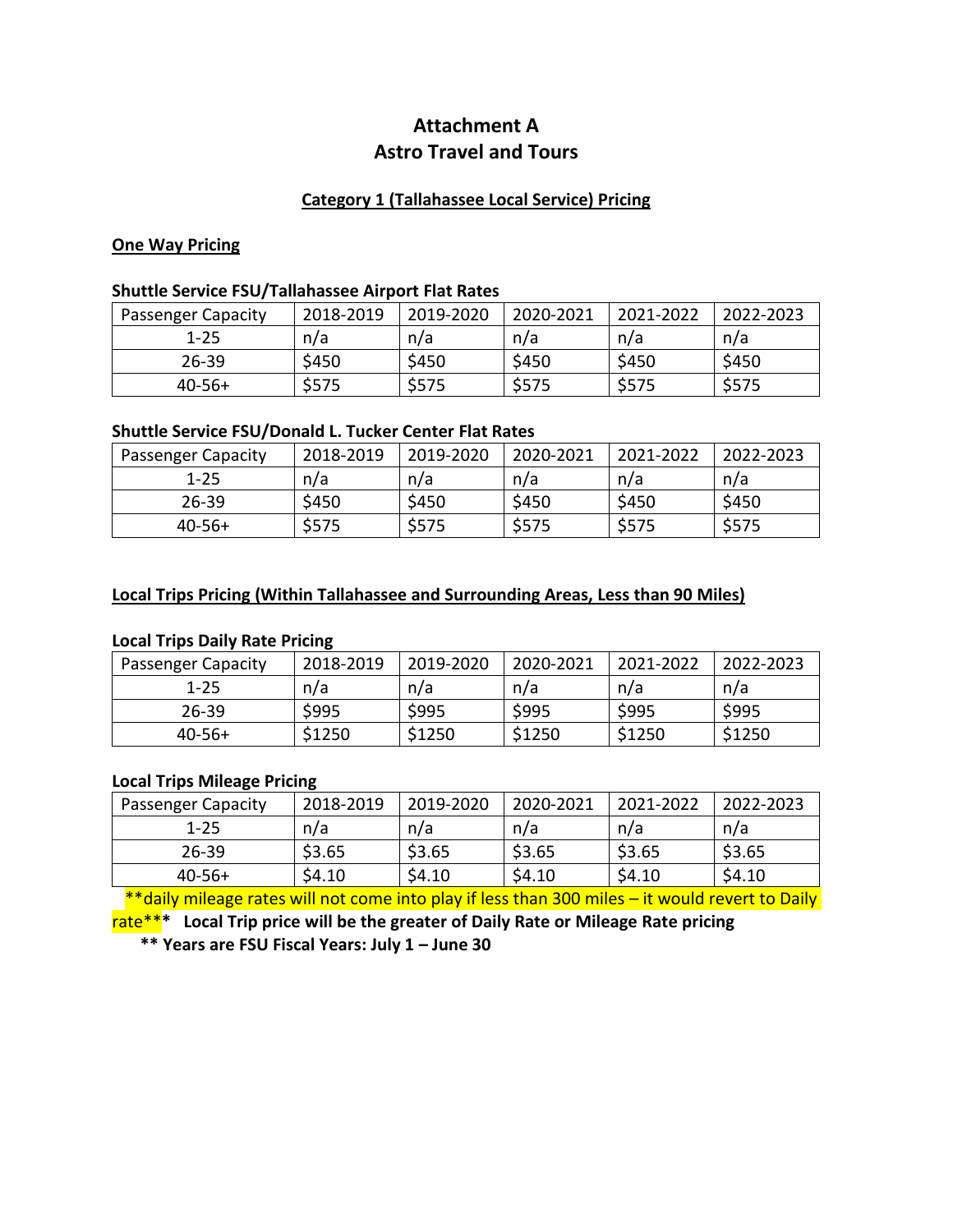# Attachment A
# Astro Travel and Tours

## Category 1 (Tallahassee Local Service) Pricing

### One Way Pricing

**Shuttle Service FSU/Tallahassee Airport Flat Rates**

| Passenger Capacity | 2018-2019 | 2019-2020 | 2020-2021 | 2021-2022 | 2022-2023 |
|---|---|---|---|---|---|
| 1-25 | n/a | n/a | n/a | n/a | n/a |
| 26-39 | $450 | $450 | $450 | $450 | $450 |
| 40-56+ | $575 | $575 | $575 | $575 | $575 |

**Shuttle Service FSU/Donald L. Tucker Center Flat Rates**

| Passenger Capacity | 2018-2019 | 2019-2020 | 2020-2021 | 2021-2022 | 2022-2023 |
|---|---|---|---|---|---|
| 1-25 | n/a | n/a | n/a | n/a | n/a |
| 26-39 | $450 | $450 | $450 | $450 | $450 |
| 40-56+ | $575 | $575 | $575 | $575 | $575 |

### Local Trips Pricing (Within Tallahassee and Surrounding Areas, Less than 90 Miles)

**Local Trips Daily Rate Pricing**

| Passenger Capacity | 2018-2019 | 2019-2020 | 2020-2021 | 2021-2022 | 2022-2023 |
|---|---|---|---|---|---|
| 1-25 | n/a | n/a | n/a | n/a | n/a |
| 26-39 | $995 | $995 | $995 | $995 | $995 |
| 40-56+ | $1250 | $1250 | $1250 | $1250 | $1250 |

**Local Trips Mileage Pricing**

| Passenger Capacity | 2018-2019 | 2019-2020 | 2020-2021 | 2021-2022 | 2022-2023 |
|---|---|---|---|---|---|
| 1-25 | n/a | n/a | n/a | n/a | n/a |
| 26-39 | $3.65 | $3.65 | $3.65 | $3.65 | $3.65 |
| 40-56+ | $4.10 | $4.10 | $4.10 | $4.10 | $4.10 |

**daily mileage rates will not come into play if less than 300 miles – it would revert to Daily rate*** **Local Trip price will be the greater of Daily Rate or Mileage Rate pricing**

**** Years are FSU Fiscal Years: July 1 – June 30**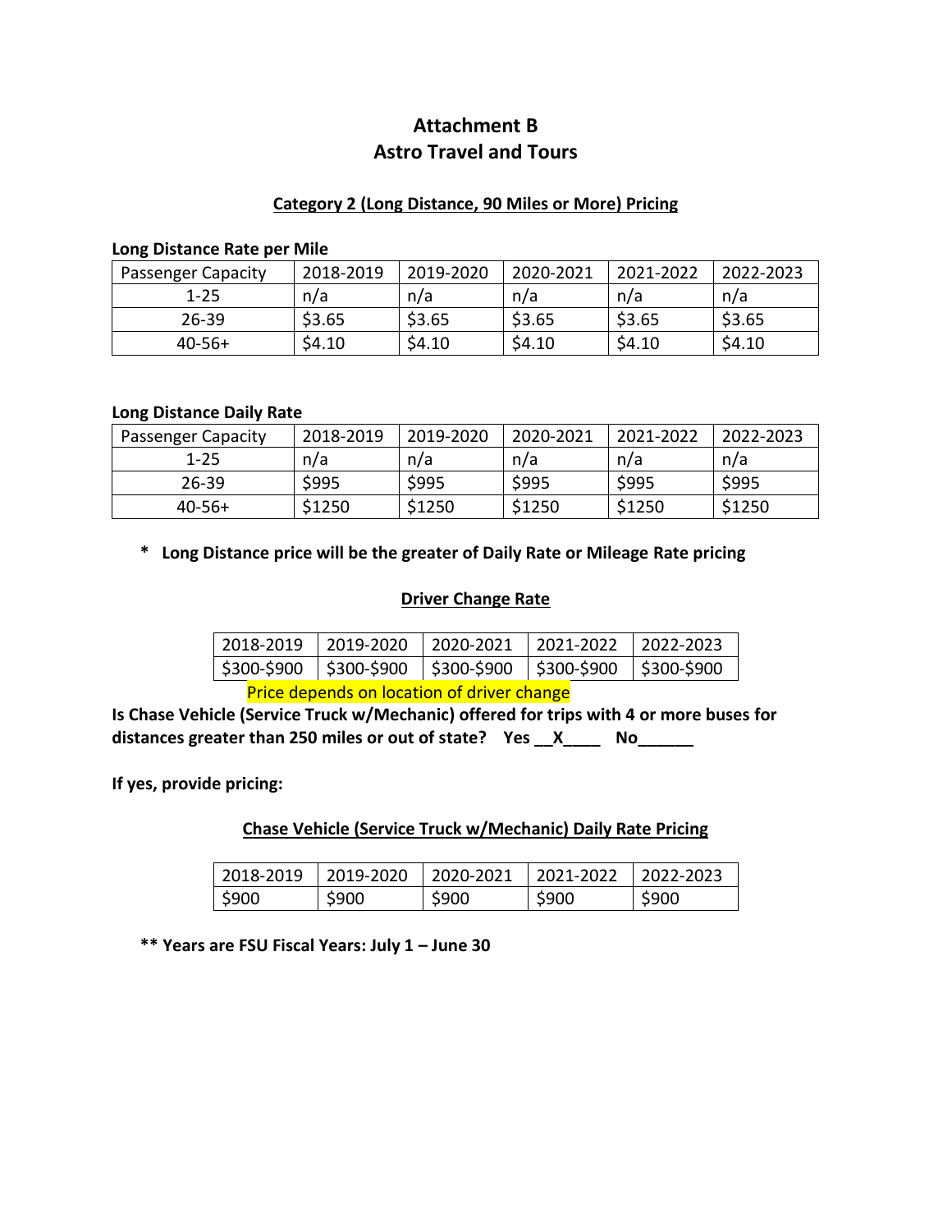# Attachment B
# Astro Travel and Tours

## Category 2 (Long Distance, 90 Miles or More) Pricing

**Long Distance Rate per Mile**

| Passenger Capacity | 2018-2019 | 2019-2020 | 2020-2021 | 2021-2022 | 2022-2023 |
|---|---|---|---|---|---|
| 1-25 | n/a | n/a | n/a | n/a | n/a |
| 26-39 | $3.65 | $3.65 | $3.65 | $3.65 | $3.65 |
| 40-56+ | $4.10 | $4.10 | $4.10 | $4.10 | $4.10 |

**Long Distance Daily Rate**

| Passenger Capacity | 2018-2019 | 2019-2020 | 2020-2021 | 2021-2022 | 2022-2023 |
|---|---|---|---|---|---|
| 1-25 | n/a | n/a | n/a | n/a | n/a |
| 26-39 | $995 | $995 | $995 | $995 | $995 |
| 40-56+ | $1250 | $1250 | $1250 | $1250 | $1250 |

**\* Long Distance price will be the greater of Daily Rate or Mileage Rate pricing**

**Driver Change Rate**

| 2018-2019 | 2019-2020 | 2020-2021 | 2021-2022 | 2022-2023 |
|---|---|---|---|---|
| $300-$900 | $300-$900 | $300-$900 | $300-$900 | $300-$900 |

Price depends on location of driver change

**Is Chase Vehicle (Service Truck w/Mechanic) offered for trips with 4 or more buses for distances greater than 250 miles or out of state? Yes __X____ No______**

**If yes, provide pricing:**

**Chase Vehicle (Service Truck w/Mechanic) Daily Rate Pricing**

| 2018-2019 | 2019-2020 | 2020-2021 | 2021-2022 | 2022-2023 |
|---|---|---|---|---|
| $900 | $900 | $900 | $900 | $900 |

**\*\* Years are FSU Fiscal Years: July 1 – June 30**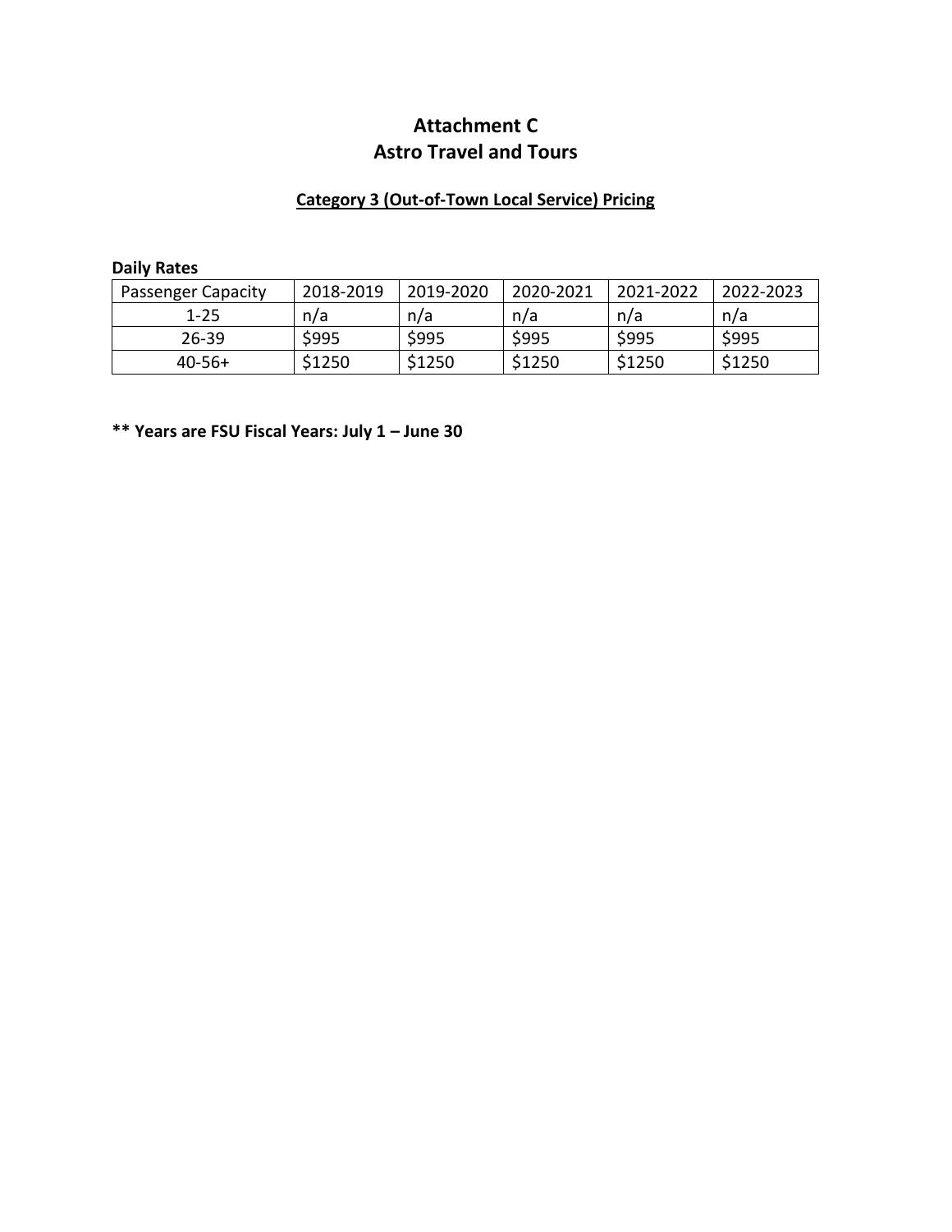# Attachment C
# Astro Travel and Tours

## Category 3 (Out-of-Town Local Service) Pricing

**Daily Rates**

| Passenger Capacity | 2018-2019 | 2019-2020 | 2020-2021 | 2021-2022 | 2022-2023 |
|---|---|---|---|---|---|
| 1-25 | n/a | n/a | n/a | n/a | n/a |
| 26-39 | $995 | $995 | $995 | $995 | $995 |
| 40-56+ | $1250 | $1250 | $1250 | $1250 | $1250 |

**** Years are FSU Fiscal Years: July 1 – June 30**